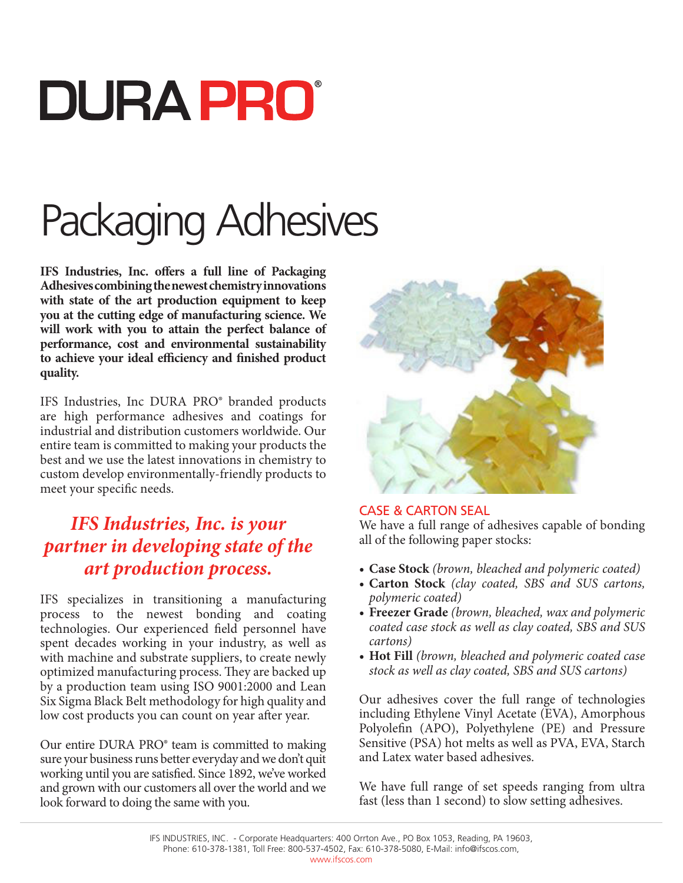# DURA PRO®

# Packaging Adhesives

**IFS Industries, Inc. offers a full line of Packaging Adhesives combining the newest chemistry innovations with state of the art production equipment to keep you at the cutting edge of manufacturing science. We will work with you to attain the perfect balance of performance, cost and environmental sustainability to achieve your ideal efficiency and finished product quality.**

IFS Industries, Inc DURA PRO® branded products are high performance adhesives and coatings for industrial and distribution customers worldwide. Our entire team is committed to making your products the best and we use the latest innovations in chemistry to custom develop environmentally-friendly products to meet your specific needs.

## *IFS Industries, Inc. is your partner in developing state of the art production process.*

IFS specializes in transitioning a manufacturing process to the newest bonding and coating technologies. Our experienced field personnel have spent decades working in your industry, as well as with machine and substrate suppliers, to create newly optimized manufacturing process. They are backed up by a production team using ISO 9001:2000 and Lean Six Sigma Black Belt methodology for high quality and low cost products you can count on year after year.

Our entire DURA PRO® team is committed to making sure your business runs better everyday and we don't quit working until you are satisfied. Since 1892, we've worked and grown with our customers all over the world and we look forward to doing the same with you.

## CASE & CARTON SEAL

We have a full range of adhesives capable of bonding all of the following paper stocks:

- **Case Stock** *(brown, bleached and polymeric coated)*
- **Carton Stock** *(clay coated, SBS and SUS cartons, polymeric coated)*
- **Freezer Grade** *(brown, bleached, wax and polymeric coated case stock as well as clay coated, SBS and SUS cartons)*
- **Hot Fill** *(brown, bleached and polymeric coated case stock as well as clay coated, SBS and SUS cartons)*

Our adhesives cover the full range of technologies including Ethylene Vinyl Acetate (EVA), Amorphous Polyolefin (APO), Polyethylene (PE) and Pressure Sensitive (PSA) hot melts as well as PVA, EVA, Starch and Latex water based adhesives.

We have full range of set speeds ranging from ultra fast (less than 1 second) to slow setting adhesives.

IFS INDUSTRIES, INC. - Corporate Headquarters: 400 Orrton Ave., PO Box 1053, Reading, PA 19603, Phone: 610-378-1381, Toll Free: 800-537-4502, Fax: 610-378-5080, E-Mail: info@ifscos.com, www.ifscos.com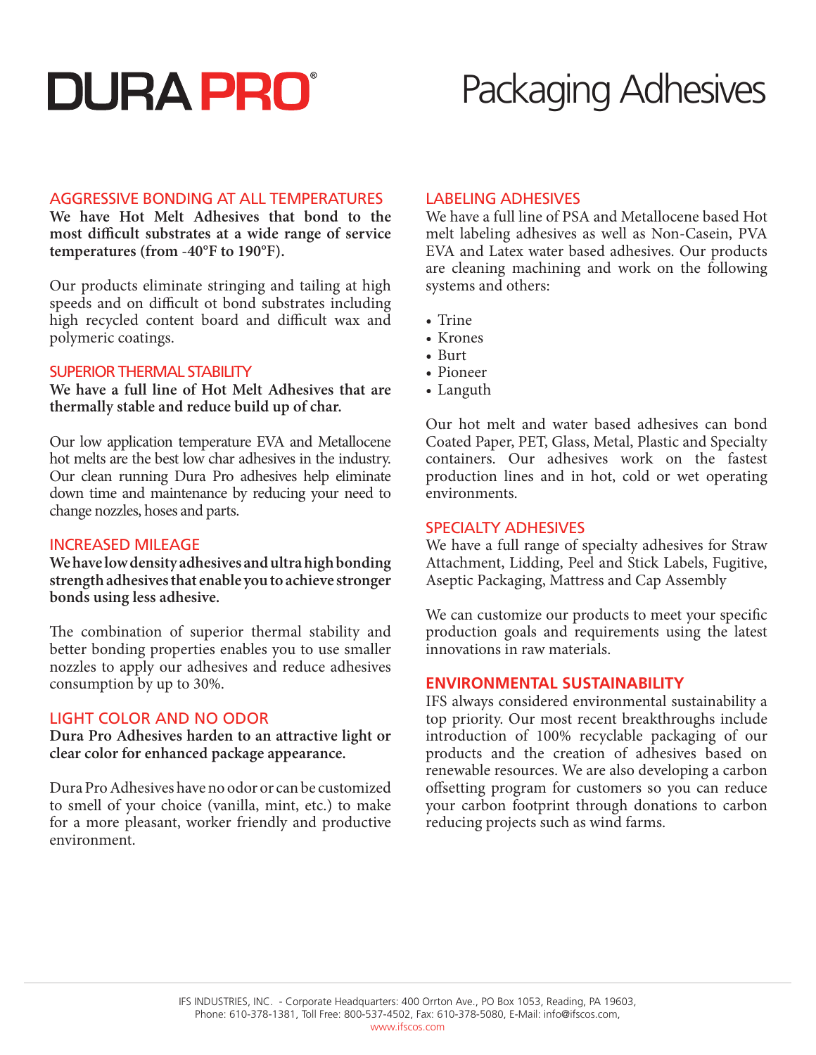# DURA PRO®

# Packaging Adhesives

## AGGRESSIVE BONDING AT ALL TEMPERATURES

**We have Hot Melt Adhesives that bond to the most difficult substrates at a wide range of service temperatures (from -40°F to 190°F).**

Our products eliminate stringing and tailing at high speeds and on difficult ot bond substrates including high recycled content board and difficult wax and polymeric coatings.

## SUPERIOR THERMAL STABILITY

**We have a full line of Hot Melt Adhesives that are thermally stable and reduce build up of char.**

Our low application temperature EVA and Metallocene hot melts are the best low char adhesives in the industry. Our clean running Dura Pro adhesives help eliminate down time and maintenance by reducing your need to change nozzles, hoses and parts.

## INCREASED MILEAGE

**We have low density adhesives and ultra high bonding strength adhesives that enable you to achieve stronger bonds using less adhesive.**

The combination of superior thermal stability and better bonding properties enables you to use smaller nozzles to apply our adhesives and reduce adhesives consumption by up to 30%.

## LIGHT COLOR AND NO ODOR

**Dura Pro Adhesives harden to an attractive light or clear color for enhanced package appearance.**

Dura Pro Adhesives have no odor or can be customized to smell of your choice (vanilla, mint, etc.) to make for a more pleasant, worker friendly and productive environment.

## LABELING ADHESIVES

We have a full line of PSA and Metallocene based Hot melt labeling adhesives as well as Non-Casein, PVA EVA and Latex water based adhesives. Our products are cleaning machining and work on the following systems and others:

- Trine
- Krones
- Burt
- Pioneer
- Languth

Our hot melt and water based adhesives can bond Coated Paper, PET, Glass, Metal, Plastic and Specialty containers. Our adhesives work on the fastest production lines and in hot, cold or wet operating environments.

## SPECIALTY ADHESIVES

We have a full range of specialty adhesives for Straw Attachment, Lidding, Peel and Stick Labels, Fugitive, Aseptic Packaging, Mattress and Cap Assembly

We can customize our products to meet your specific production goals and requirements using the latest innovations in raw materials.

## ENVIRONMENTAL SUSTAINABILITY

IFS always considered environmental sustainability a top priority. Our most recent breakthroughs include introduction of 100% recyclable packaging of our products and the creation of adhesives based on renewable resources. We are also developing a carbon offsetting program for customers so you can reduce your carbon footprint through donations to carbon reducing projects such as wind farms.

IFS INDUSTRIES, INC. - Corporate Headquarters: 400 Orrton Ave., PO Box 1053, Reading, PA 19603, Phone: 610-378-1381, Toll Free: 800-537-4502, Fax: 610-378-5080, E-Mail: info@ifscos.com, www.ifscos.com